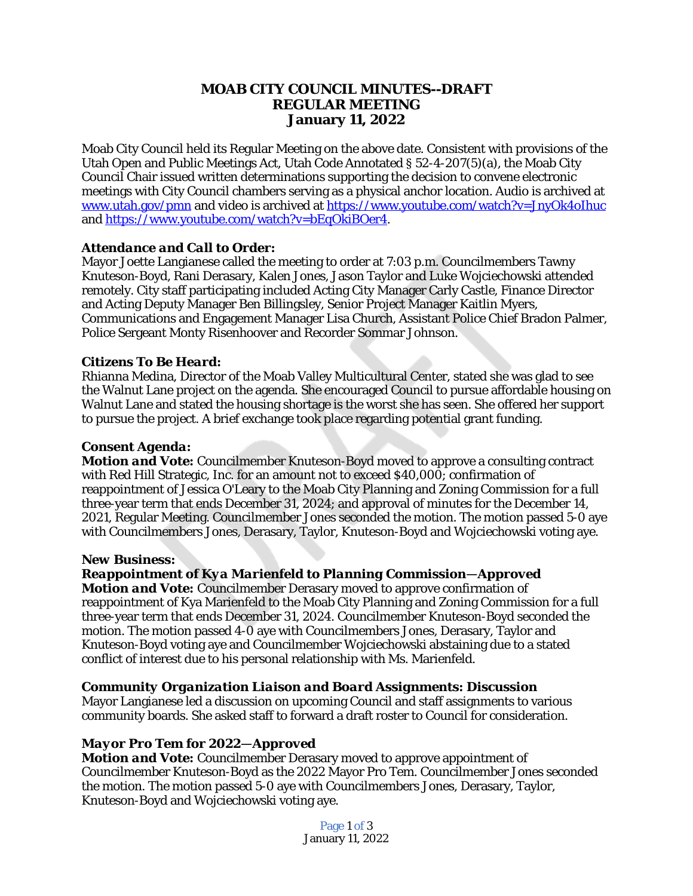# MOAB CITY COUNCIL MINUTES--DRAFT
## REGULAR MEETING
## January 11, 2022

Moab City Council held its Regular Meeting on the above date. Consistent with provisions of the Utah Open and Public Meetings Act, Utah Code Annotated § 52-4-207(5)(a), the Moab City Council Chair issued written determinations supporting the decision to convene electronic meetings with City Council chambers serving as a physical anchor location. Audio is archived at www.utah.gov/pmn and video is archived at https://www.youtube.com/watch?v=JnyOk4oIhuc and https://www.youtube.com/watch?v=bEqOkiBOer4.

***Attendance and Call to Order:***
Mayor Joette Langianese called the meeting to order at 7:03 p.m. Councilmembers Tawny Knuteson-Boyd, Rani Derasary, Kalen Jones, Jason Taylor and Luke Wojciechowski attended remotely. City staff participating included Acting City Manager Carly Castle, Finance Director and Acting Deputy Manager Ben Billingsley, Senior Project Manager Kaitlin Myers, Communications and Engagement Manager Lisa Church, Assistant Police Chief Bradon Palmer, Police Sergeant Monty Risenhoover and Recorder Sommar Johnson.

***Citizens To Be Heard:***
Rhianna Medina, Director of the Moab Valley Multicultural Center, stated she was glad to see the Walnut Lane project on the agenda. She encouraged Council to pursue affordable housing on Walnut Lane and stated the housing shortage is the worst she has seen. She offered her support to pursue the project. A brief exchange took place regarding potential grant funding.

***Consent Agenda:***
***Motion and Vote:*** Councilmember Knuteson-Boyd moved to approve a consulting contract with Red Hill Strategic, Inc. for an amount not to exceed $40,000; confirmation of reappointment of Jessica O'Leary to the Moab City Planning and Zoning Commission for a full three-year term that ends December 31, 2024; and approval of minutes for the December 14, 2021, Regular Meeting. Councilmember Jones seconded the motion. The motion passed 5-0 aye with Councilmembers Jones, Derasary, Taylor, Knuteson-Boyd and Wojciechowski voting aye.

***New Business:***
***Reappointment of Kya Marienfeld to Planning Commission—Approved***
***Motion and Vote:*** Councilmember Derasary moved to approve confirmation of reappointment of Kya Marienfeld to the Moab City Planning and Zoning Commission for a full three-year term that ends December 31, 2024. Councilmember Knuteson-Boyd seconded the motion. The motion passed 4-0 aye with Councilmembers Jones, Derasary, Taylor and Knuteson-Boyd voting aye and Councilmember Wojciechowski abstaining due to a stated conflict of interest due to his personal relationship with Ms. Marienfeld.

***Community Organization Liaison and Board Assignments: Discussion***
Mayor Langianese led a discussion on upcoming Council and staff assignments to various community boards. She asked staff to forward a draft roster to Council for consideration.

***Mayor Pro Tem for 2022—Approved***
***Motion and Vote:*** Councilmember Derasary moved to approve appointment of Councilmember Knuteson-Boyd as the 2022 Mayor Pro Tem. Councilmember Jones seconded the motion. The motion passed 5-0 aye with Councilmembers Jones, Derasary, Taylor, Knuteson-Boyd and Wojciechowski voting aye.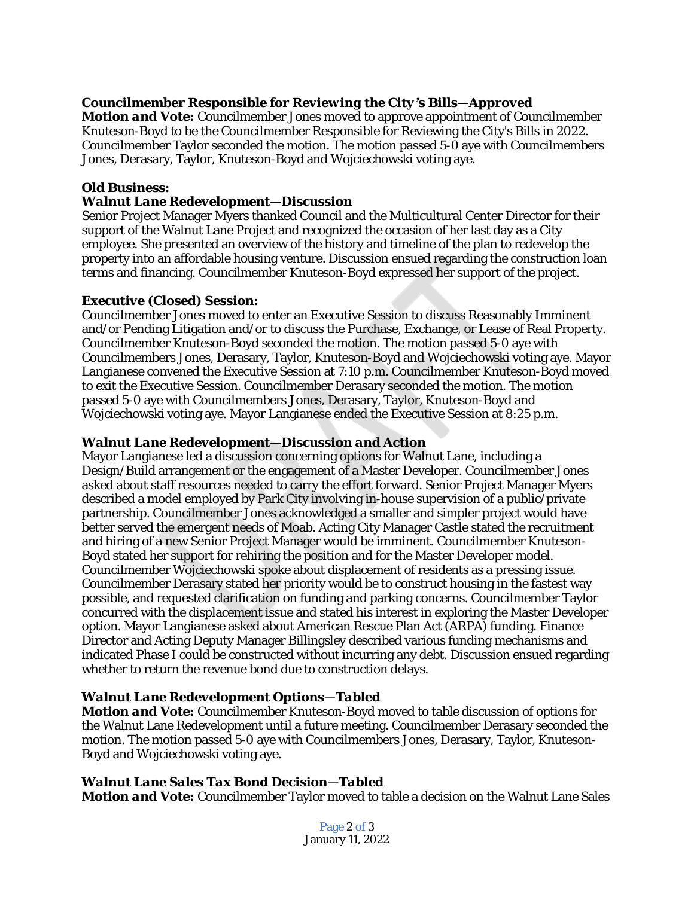**_Councilmember Responsible for Reviewing the City's Bills—Approved_**
***Motion and Vote:*** Councilmember Jones moved to approve appointment of Councilmember Knuteson-Boyd to be the Councilmember Responsible for Reviewing the City's Bills in 2022. Councilmember Taylor seconded the motion. The motion passed 5-0 aye with Councilmembers Jones, Derasary, Taylor, Knuteson-Boyd and Wojciechowski voting aye.

**Old Business:**
**_Walnut Lane Redevelopment—Discussion_**
Senior Project Manager Myers thanked Council and the Multicultural Center Director for their support of the Walnut Lane Project and recognized the occasion of her last day as a City employee. She presented an overview of the history and timeline of the plan to redevelop the property into an affordable housing venture. Discussion ensued regarding the construction loan terms and financing. Councilmember Knuteson-Boyd expressed her support of the project.

**Executive (Closed) Session:**
Councilmember Jones moved to enter an Executive Session to discuss Reasonably Imminent and/or Pending Litigation and/or to discuss the Purchase, Exchange, or Lease of Real Property. Councilmember Knuteson-Boyd seconded the motion. The motion passed 5-0 aye with Councilmembers Jones, Derasary, Taylor, Knuteson-Boyd and Wojciechowski voting aye. Mayor Langianese convened the Executive Session at 7:10 p.m. Councilmember Knuteson-Boyd moved to exit the Executive Session. Councilmember Derasary seconded the motion. The motion passed 5-0 aye with Councilmembers Jones, Derasary, Taylor, Knuteson-Boyd and Wojciechowski voting aye. Mayor Langianese ended the Executive Session at 8:25 p.m.

**_Walnut Lane Redevelopment—Discussion and Action_**
Mayor Langianese led a discussion concerning options for Walnut Lane, including a Design/Build arrangement or the engagement of a Master Developer. Councilmember Jones asked about staff resources needed to carry the effort forward. Senior Project Manager Myers described a model employed by Park City involving in-house supervision of a public/private partnership. Councilmember Jones acknowledged a smaller and simpler project would have better served the emergent needs of Moab. Acting City Manager Castle stated the recruitment and hiring of a new Senior Project Manager would be imminent. Councilmember Knuteson-Boyd stated her support for rehiring the position and for the Master Developer model. Councilmember Wojciechowski spoke about displacement of residents as a pressing issue. Councilmember Derasary stated her priority would be to construct housing in the fastest way possible, and requested clarification on funding and parking concerns. Councilmember Taylor concurred with the displacement issue and stated his interest in exploring the Master Developer option. Mayor Langianese asked about American Rescue Plan Act (ARPA) funding. Finance Director and Acting Deputy Manager Billingsley described various funding mechanisms and indicated Phase I could be constructed without incurring any debt. Discussion ensued regarding whether to return the revenue bond due to construction delays.

**_Walnut Lane Redevelopment Options—Tabled_**
***Motion and Vote:*** Councilmember Knuteson-Boyd moved to table discussion of options for the Walnut Lane Redevelopment until a future meeting. Councilmember Derasary seconded the motion. The motion passed 5-0 aye with Councilmembers Jones, Derasary, Taylor, Knuteson-Boyd and Wojciechowski voting aye.

**_Walnut Lane Sales Tax Bond Decision—Tabled_**
***Motion and Vote:*** Councilmember Taylor moved to table a decision on the Walnut Lane Sales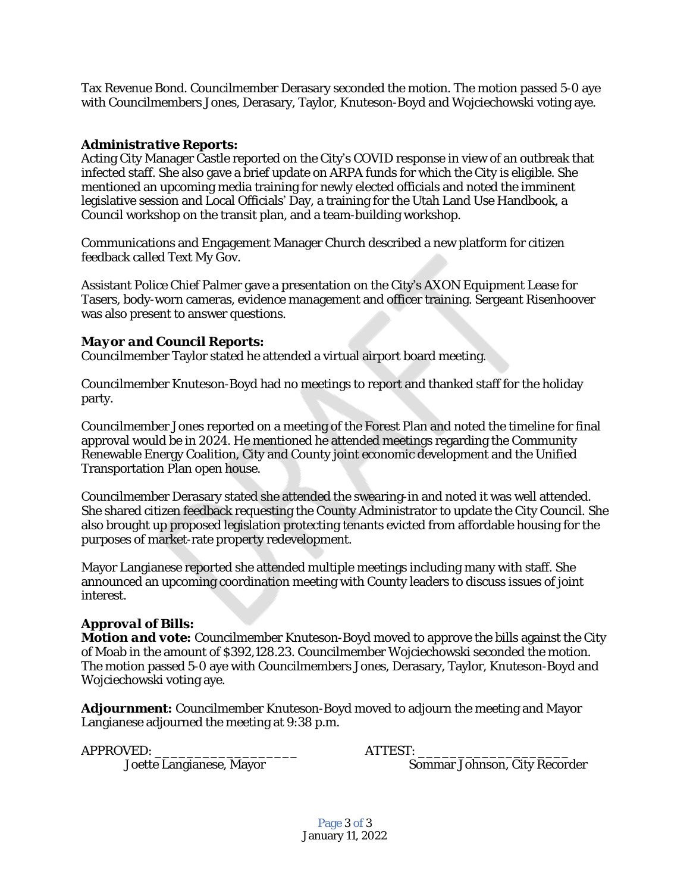Tax Revenue Bond. Councilmember Derasary seconded the motion. The motion passed 5-0 aye with Councilmembers Jones, Derasary, Taylor, Knuteson-Boyd and Wojciechowski voting aye.

***Administrative Reports:***
Acting City Manager Castle reported on the City's COVID response in view of an outbreak that infected staff. She also gave a brief update on ARPA funds for which the City is eligible. She mentioned an upcoming media training for newly elected officials and noted the imminent legislative session and Local Officials' Day, a training for the Utah Land Use Handbook, a Council workshop on the transit plan, and a team-building workshop.

Communications and Engagement Manager Church described a new platform for citizen feedback called Text My Gov.

Assistant Police Chief Palmer gave a presentation on the City's AXON Equipment Lease for Tasers, body-worn cameras, evidence management and officer training. Sergeant Risenhoover was also present to answer questions.

***Mayor and Council Reports:***
Councilmember Taylor stated he attended a virtual airport board meeting.

Councilmember Knuteson-Boyd had no meetings to report and thanked staff for the holiday party.

Councilmember Jones reported on a meeting of the Forest Plan and noted the timeline for final approval would be in 2024. He mentioned he attended meetings regarding the Community Renewable Energy Coalition, City and County joint economic development and the Unified Transportation Plan open house.

Councilmember Derasary stated she attended the swearing-in and noted it was well attended. She shared citizen feedback requesting the County Administrator to update the City Council. She also brought up proposed legislation protecting tenants evicted from affordable housing for the purposes of market-rate property redevelopment.

Mayor Langianese reported she attended multiple meetings including many with staff. She announced an upcoming coordination meeting with County leaders to discuss issues of joint interest.

***Approval of Bills:***
***Motion and vote:*** Councilmember Knuteson-Boyd moved to approve the bills against the City of Moab in the amount of $392,128.23. Councilmember Wojciechowski seconded the motion. The motion passed 5-0 aye with Councilmembers Jones, Derasary, Taylor, Knuteson-Boyd and Wojciechowski voting aye.

**Adjournment:** Councilmember Knuteson-Boyd moved to adjourn the meeting and Mayor Langianese adjourned the meeting at 9:38 p.m.

APPROVED: ___________________
Joette Langianese, Mayor

ATTEST: ___________________
Sommar Johnson, City Recorder

January 11, 2022